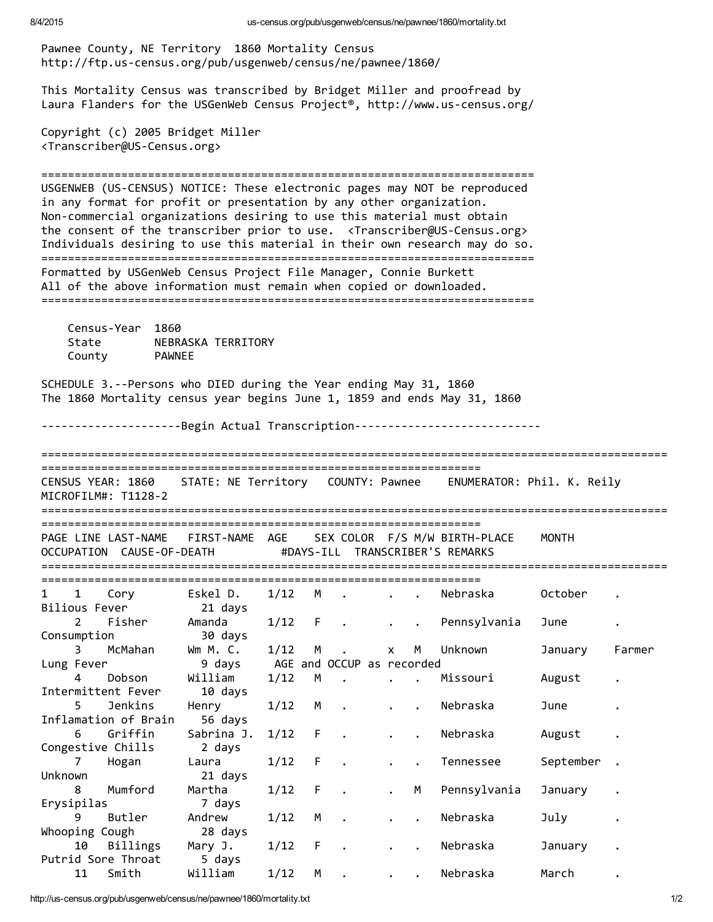Pawnee County, NE Territory 1860 Mortality Census
http://ftp.us-census.org/pub/usgenweb/census/ne/pawnee/1860/

This Mortality Census was transcribed by Bridget Miller and proofread by Laura Flanders for the USGenWeb Census Project®, http://www.us-census.org/

Copyright (c) 2005 Bridget Miller
<Transcriber@US-Census.org>

---

USGENWEB (US-CENSUS) NOTICE: These electronic pages may NOT be reproduced in any format for profit or presentation by any other organization. Non-commercial organizations desiring to use this material must obtain the consent of the transcriber prior to use. <Transcriber@US-Census.org> Individuals desiring to use this material in their own research may do so.

---

Formatted by USGenWeb Census Project File Manager, Connie Burkett
All of the above information must remain when copied or downloaded.

---

Census-Year 1860
State NEBRASKA TERRITORY
County PAWNEE

SCHEDULE 3.--Persons who DIED during the Year ending May 31, 1860
The 1860 Mortality census year begins June 1, 1859 and ends May 31, 1860

---------------------Begin Actual Transcription----------------------------

CENSUS YEAR: 1860 STATE: NE Territory COUNTY: Pawnee ENUMERATOR: Phil. K. Reily
MICROFILM#: T1128-2

| PAGE | LINE | LAST-NAME | FIRST-NAME | AGE | SEX | COLOR | F/S | M/W | BIRTH-PLACE | MONTH | OCCUPATION | CAUSE-OF-DEATH | #DAYS-ILL | TRANSCRIBER'S REMARKS |
|---|---|---|---|---|---|---|---|---|---|---|---|---|---|---|
| 1 | 1 | Cory | Eskel D. | 1/12 | M | . | . | . | Nebraska | October | . | Bilious Fever | 21 days | |
| | 2 | Fisher | Amanda | 1/12 | F | . | . | . | Pennsylvania | June | . | Consumption | 30 days | |
| | 3 | McMahan | Wm M. C. | 1/12 | M | . | x | M | Unknown | January | Farmer | Lung Fever | 9 days | AGE and OCCUP as recorded |
| | 4 | Dobson | William | 1/12 | M | . | . | . | Missouri | August | . | Intermittent Fever | 10 days | |
| | 5 | Jenkins | Henry | 1/12 | M | . | . | . | Nebraska | June | . | Inflamation of Brain | 56 days | |
| | 6 | Griffin | Sabrina J. | 1/12 | F | . | . | . | Nebraska | August | . | Congestive Chills | 2 days | |
| | 7 | Hogan | Laura | 1/12 | F | . | . | . | Tennessee | September | . | Unknown | 21 days | |
| | 8 | Mumford | Martha | 1/12 | F | . | . | M | Pennsylvania | January | . | Erysipilas | 7 days | |
| | 9 | Butler | Andrew | 1/12 | M | . | . | . | Nebraska | July | . | Whooping Cough | 28 days | |
| | 10 | Billings | Mary J. | 1/12 | F | . | . | . | Nebraska | January | . | Putrid Sore Throat | 5 days | |
| | 11 | Smith | William | 1/12 | M | . | . | . | Nebraska | March | . | | | |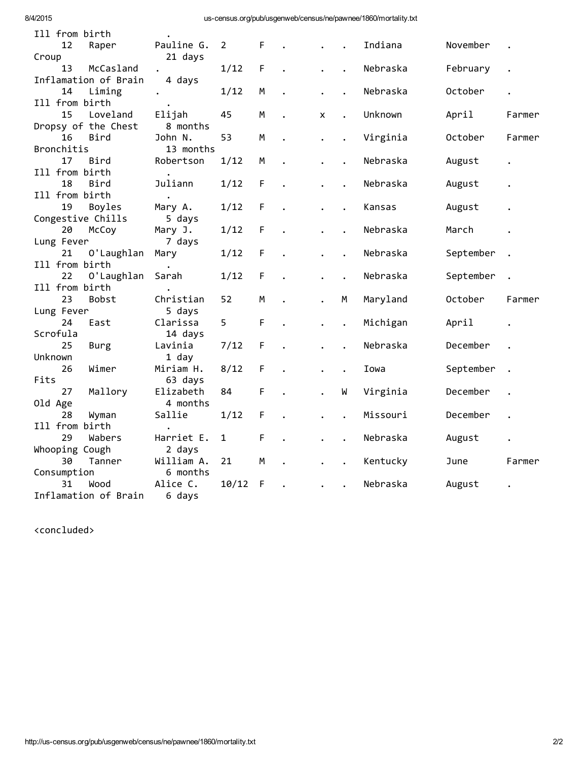```
Ill from birth          .
     12   Raper      Pauline G.  2     F    .     .   .   Indiana      November    .
Croup                  21 days
     13   McCasland  .           1/12  F    .     .   .   Nebraska     February    .
Inflamation of Brain    4 days
     14   Liming     .           1/12  M    .     .   .   Nebraska     October     .
Ill from birth          .
     15   Loveland   Elijah      45    M    .     x   .   Unknown      April       Farmer
Dropsy of the Chest     8 months
     16   Bird       John N.     53    M    .     .   .   Virginia     October     Farmer
Bronchitis              13 months
     17   Bird       Robertson   1/12  M    .     .   .   Nebraska     August      .
Ill from birth          .
     18   Bird       Juliann     1/12  F    .     .   .   Nebraska     August      .
Ill from birth          .
     19   Boyles     Mary A.     1/12  F    .     .   .   Kansas       August      .
Congestive Chills       5 days
     20   McCoy      Mary J.     1/12  F    .     .   .   Nebraska     March       .
Lung Fever              7 days
     21   O'Laughlan Mary        1/12  F    .     .   .   Nebraska     September   .
Ill from birth          .
     22   O'Laughlan Sarah       1/12  F    .     .   .   Nebraska     September   .
Ill from birth          .
     23   Bobst      Christian   52    M    .     .   M   Maryland     October     Farmer
Lung Fever              5 days
     24   East       Clarissa    5     F    .     .   .   Michigan     April       .
Scrofula                14 days
     25   Burg       Lavinia     7/12  F    .     .   .   Nebraska     December    .
Unknown                 1 day
     26   Wimer      Miriam H.   8/12  F    .     .   .   Iowa         September   .
Fits                    63 days
     27   Mallory    Elizabeth   84    F    .     .   W   Virginia     December    .
Old Age                 4 months
     28   Wyman      Sallie      1/12  F    .     .   .   Missouri     December    .
Ill from birth          .
     29   Wabers     Harriet E.  1     F    .     .   .   Nebraska     August      .
Whooping Cough          2 days
     30   Tanner     William A.  21    M    .     .   .   Kentucky     June        Farmer
Consumption             6 months
     31   Wood       Alice C.    10/12 F    .     .   .   Nebraska     August      .
Inflamation of Brain    6 days
```

<concluded>